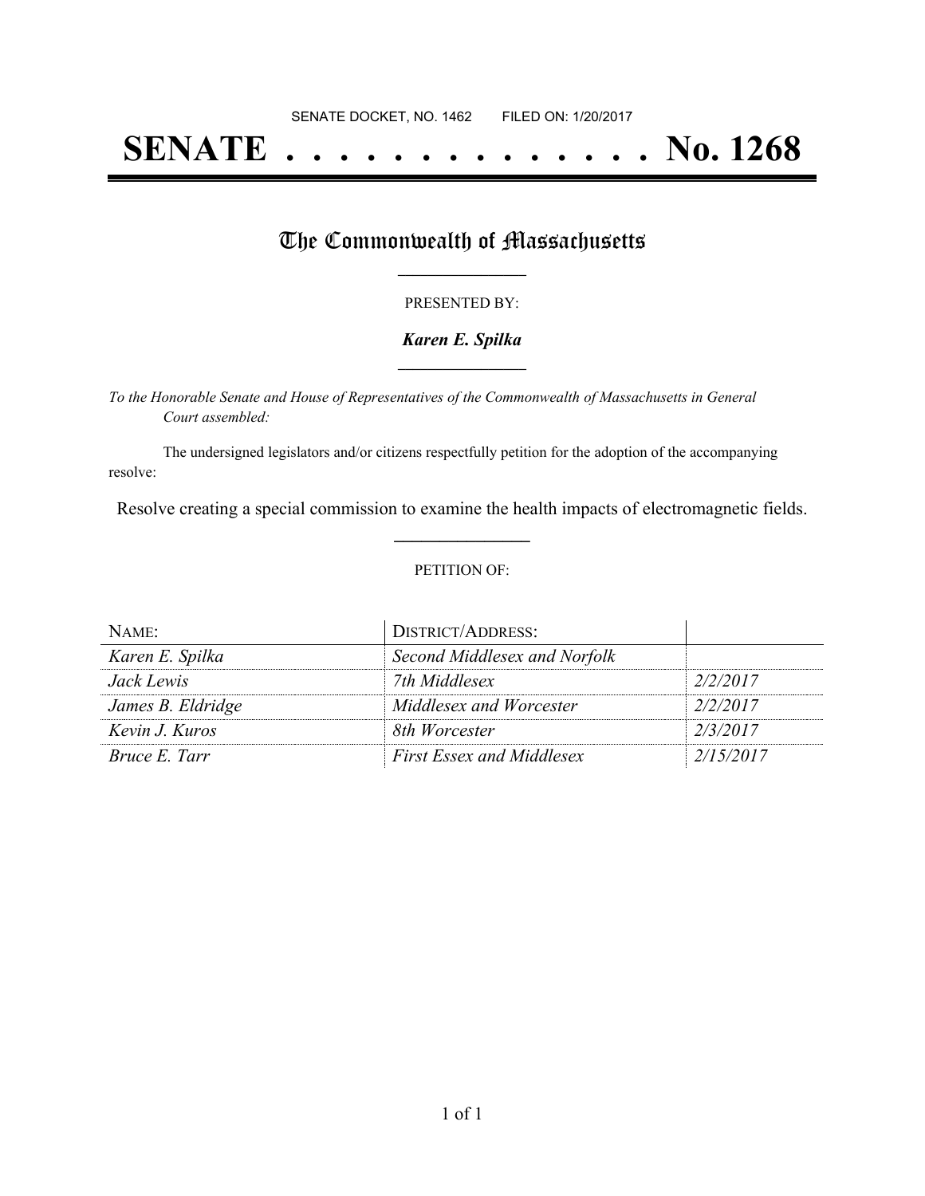SENATE DOCKET, NO. 1462        FILED ON: 1/20/2017

# SENATE . . . . . . . . . . . . . . No. 1268

## The Commonwealth of Massachusetts

PRESENTED BY:

***Karen E. Spilka***

*To the Honorable Senate and House of Representatives of the Commonwealth of Massachusetts in General Court assembled:*

The undersigned legislators and/or citizens respectfully petition for the adoption of the accompanying resolve:

Resolve creating a special commission to examine the health impacts of electromagnetic fields.

PETITION OF:

| NAME: | DISTRICT/ADDRESS: | |
|---|---|---|
| *Karen E. Spilka* | *Second Middlesex and Norfolk* | |
| *Jack Lewis* | *7th Middlesex* | *2/2/2017* |
| *James B. Eldridge* | *Middlesex and Worcester* | *2/2/2017* |
| *Kevin J. Kuros* | *8th Worcester* | *2/3/2017* |
| *Bruce E. Tarr* | *First Essex and Middlesex* | *2/15/2017* |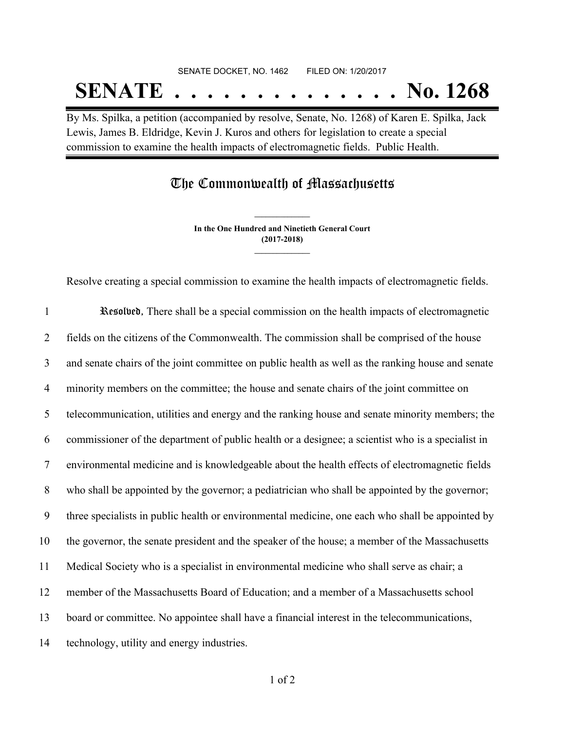SENATE DOCKET, NO. 1462 FILED ON: 1/20/2017

# SENATE . . . . . . . . . . . . . . No. 1268

By Ms. Spilka, a petition (accompanied by resolve, Senate, No. 1268) of Karen E. Spilka, Jack Lewis, James B. Eldridge, Kevin J. Kuros and others for legislation to create a special commission to examine the health impacts of electromagnetic fields. Public Health.

## The Commonwealth of Massachusetts

**In the One Hundred and Ninetieth General Court**
**(2017-2018)**

Resolve creating a special commission to examine the health impacts of electromagnetic fields.

1 *Resolved*, There shall be a special commission on the health impacts of electromagnetic
2 fields on the citizens of the Commonwealth. The commission shall be comprised of the house
3 and senate chairs of the joint committee on public health as well as the ranking house and senate
4 minority members on the committee; the house and senate chairs of the joint committee on
5 telecommunication, utilities and energy and the ranking house and senate minority members; the
6 commissioner of the department of public health or a designee; a scientist who is a specialist in
7 environmental medicine and is knowledgeable about the health effects of electromagnetic fields
8 who shall be appointed by the governor; a pediatrician who shall be appointed by the governor;
9 three specialists in public health or environmental medicine, one each who shall be appointed by
10 the governor, the senate president and the speaker of the house; a member of the Massachusetts
11 Medical Society who is a specialist in environmental medicine who shall serve as chair; a
12 member of the Massachusetts Board of Education; and a member of a Massachusetts school
13 board or committee. No appointee shall have a financial interest in the telecommunications,
14 technology, utility and energy industries.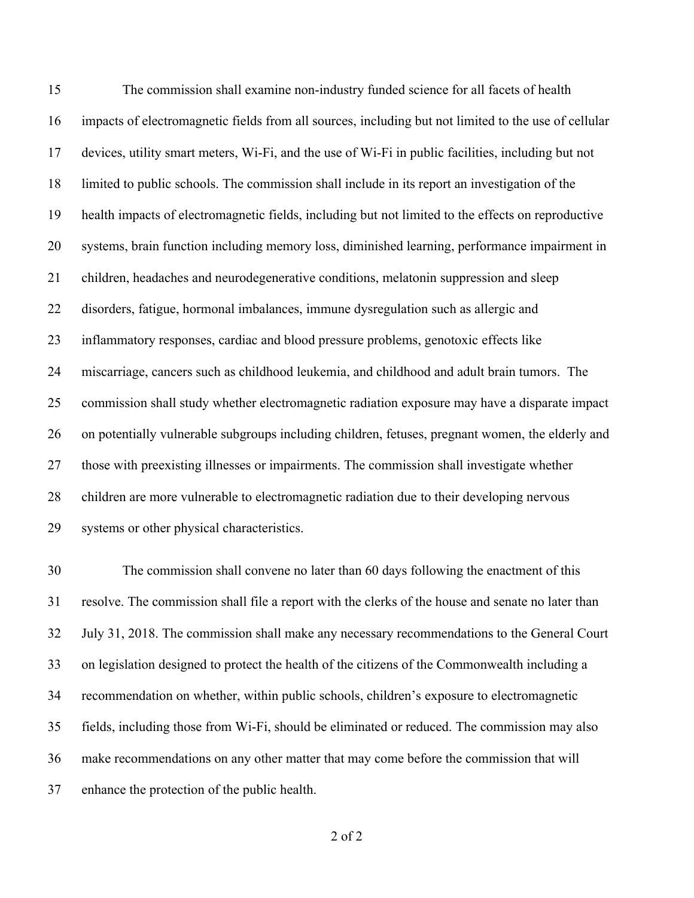The commission shall examine non-industry funded science for all facets of health impacts of electromagnetic fields from all sources, including but not limited to the use of cellular devices, utility smart meters, Wi-Fi, and the use of Wi-Fi in public facilities, including but not limited to public schools. The commission shall include in its report an investigation of the health impacts of electromagnetic fields, including but not limited to the effects on reproductive systems, brain function including memory loss, diminished learning, performance impairment in children, headaches and neurodegenerative conditions, melatonin suppression and sleep disorders, fatigue, hormonal imbalances, immune dysregulation such as allergic and inflammatory responses, cardiac and blood pressure problems, genotoxic effects like miscarriage, cancers such as childhood leukemia, and childhood and adult brain tumors. The commission shall study whether electromagnetic radiation exposure may have a disparate impact on potentially vulnerable subgroups including children, fetuses, pregnant women, the elderly and those with preexisting illnesses or impairments. The commission shall investigate whether children are more vulnerable to electromagnetic radiation due to their developing nervous systems or other physical characteristics.

The commission shall convene no later than 60 days following the enactment of this resolve. The commission shall file a report with the clerks of the house and senate no later than July 31, 2018. The commission shall make any necessary recommendations to the General Court on legislation designed to protect the health of the citizens of the Commonwealth including a recommendation on whether, within public schools, children's exposure to electromagnetic fields, including those from Wi-Fi, should be eliminated or reduced. The commission may also make recommendations on any other matter that may come before the commission that will enhance the protection of the public health.